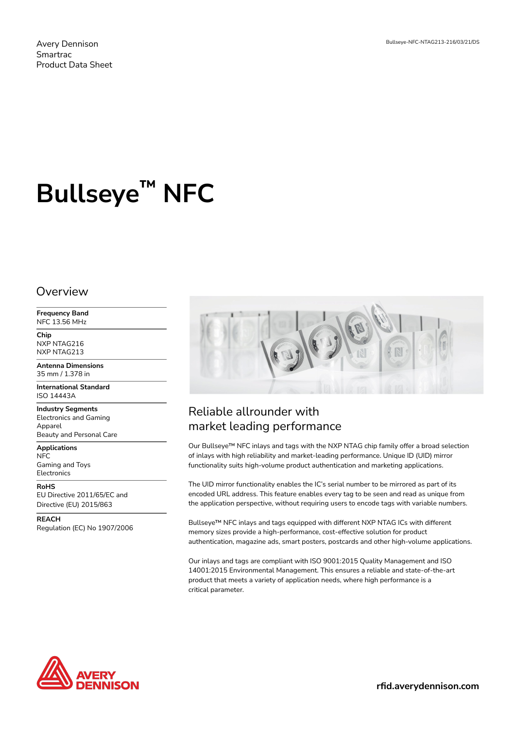Avery Dennison
Smartrac
Product Data Sheet

Bullseye-NFC-NTAG213-216/03/21/DS

# Bullseye™ NFC

## Overview

**Frequency Band**
NFC 13.56 MHz

**Chip**
NXP NTAG216
NXP NTAG213

**Antenna Dimensions**
35 mm / 1.378 in

**International Standard**
ISO 14443A

**Industry Segments**
Electronics and Gaming
Apparel
Beauty and Personal Care

**Applications**
NFC
Gaming and Toys
Electronics

**RoHS**
EU Directive 2011/65/EC and Directive (EU) 2015/863

**REACH**
Regulation (EC) No 1907/2006

## Reliable allrounder with market leading performance

Our Bullseye™ NFC inlays and tags with the NXP NTAG chip family offer a broad selection of inlays with high reliability and market-leading performance. Unique ID (UID) mirror functionality suits high-volume product authentication and marketing applications.

The UID mirror functionality enables the IC's serial number to be mirrored as part of its encoded URL address. This feature enables every tag to be seen and read as unique from the application perspective, without requiring users to encode tags with variable numbers.

Bullseye™ NFC inlays and tags equipped with different NXP NTAG ICs with different memory sizes provide a high-performance, cost-effective solution for product authentication, magazine ads, smart posters, postcards and other high-volume applications.

Our inlays and tags are compliant with ISO 9001:2015 Quality Management and ISO 14001:2015 Environmental Management. This ensures a reliable and state-of-the-art product that meets a variety of application needs, where high performance is a critical parameter.

AVERY DENNISON

rfid.averydennison.com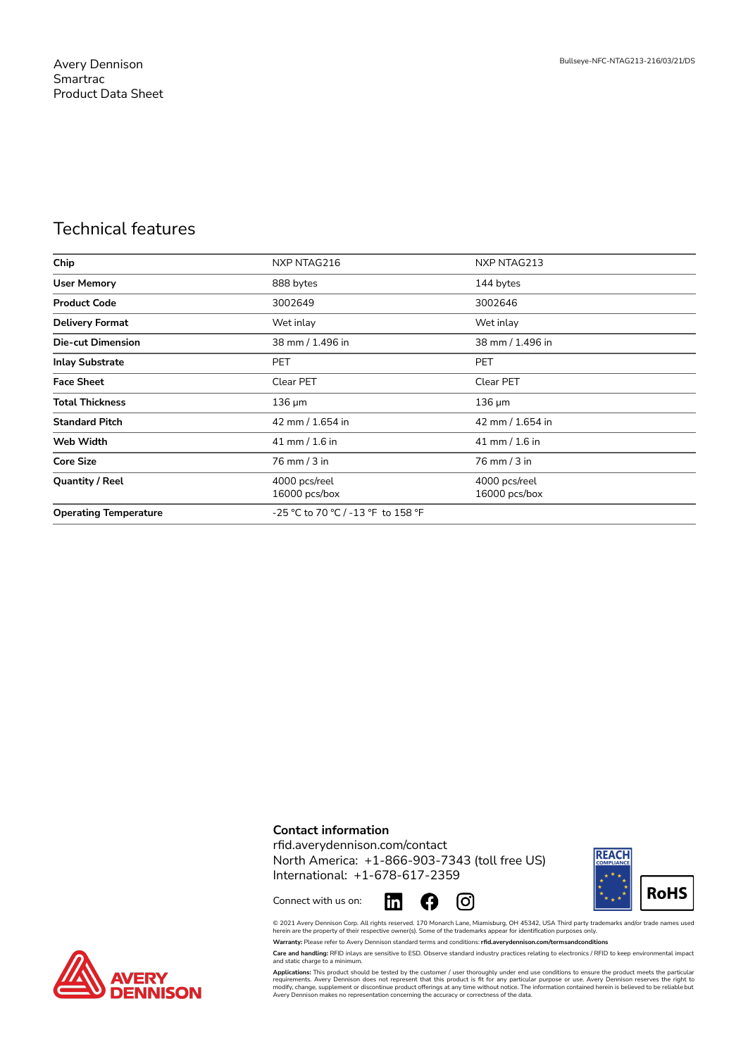Avery Dennison
Smartrac
Product Data Sheet

Bullseye-NFC-NTAG213-216/03/21/DS

## Technical features

| | | |
|---|---|---|
| **Chip** | NXP NTAG216 | NXP NTAG213 |
| **User Memory** | 888 bytes | 144 bytes |
| **Product Code** | 3002649 | 3002646 |
| **Delivery Format** | Wet inlay | Wet inlay |
| **Die-cut Dimension** | 38 mm / 1.496 in | 38 mm / 1.496 in |
| **Inlay Substrate** | PET | PET |
| **Face Sheet** | Clear PET | Clear PET |
| **Total Thickness** | 136 μm | 136 μm |
| **Standard Pitch** | 42 mm / 1.654 in | 42 mm / 1.654 in |
| **Web Width** | 41 mm / 1.6 in | 41 mm / 1.6 in |
| **Core Size** | 76 mm / 3 in | 76 mm / 3 in |
| **Quantity / Reel** | 4000 pcs/reel<br>16000 pcs/box | 4000 pcs/reel<br>16000 pcs/box |
| **Operating Temperature** | -25 °C to 70 °C / -13 °F to 158 °F | |

**Contact information**
rfid.averydennison.com/contact
North America: +1-866-903-7343 (toll free US)
International: +1-678-617-2359

Connect with us on:

REACH COMPLIANCE

RoHS

© 2021 Avery Dennison Corp. All rights reserved. 170 Monarch Lane, Miamisburg, OH 45342, USA Third party trademarks and/or trade names used herein are the property of their respective owner(s). Some of the trademarks appear for identification purposes only.

**Warranty:** Please refer to Avery Dennison standard terms and conditions: **rfid.averydennison.com/termsandconditions**

**Care and handling:** RFID inlays are sensitive to ESD. Observe standard industry practices relating to electronics / RFID to keep environmental impact and static charge to a minimum.

**Applications:** This product should be tested by the customer / user thoroughly under end use conditions to ensure the product meets the particular requirements. Avery Dennison does not represent that this product is fit for any particular purpose or use. Avery Dennison reserves the right to modify, change, supplement or discontinue product offerings at any time without notice. The information contained herein is believed to be reliable but Avery Dennison makes no representation concerning the accuracy or correctness of the data.

AVERY DENNISON